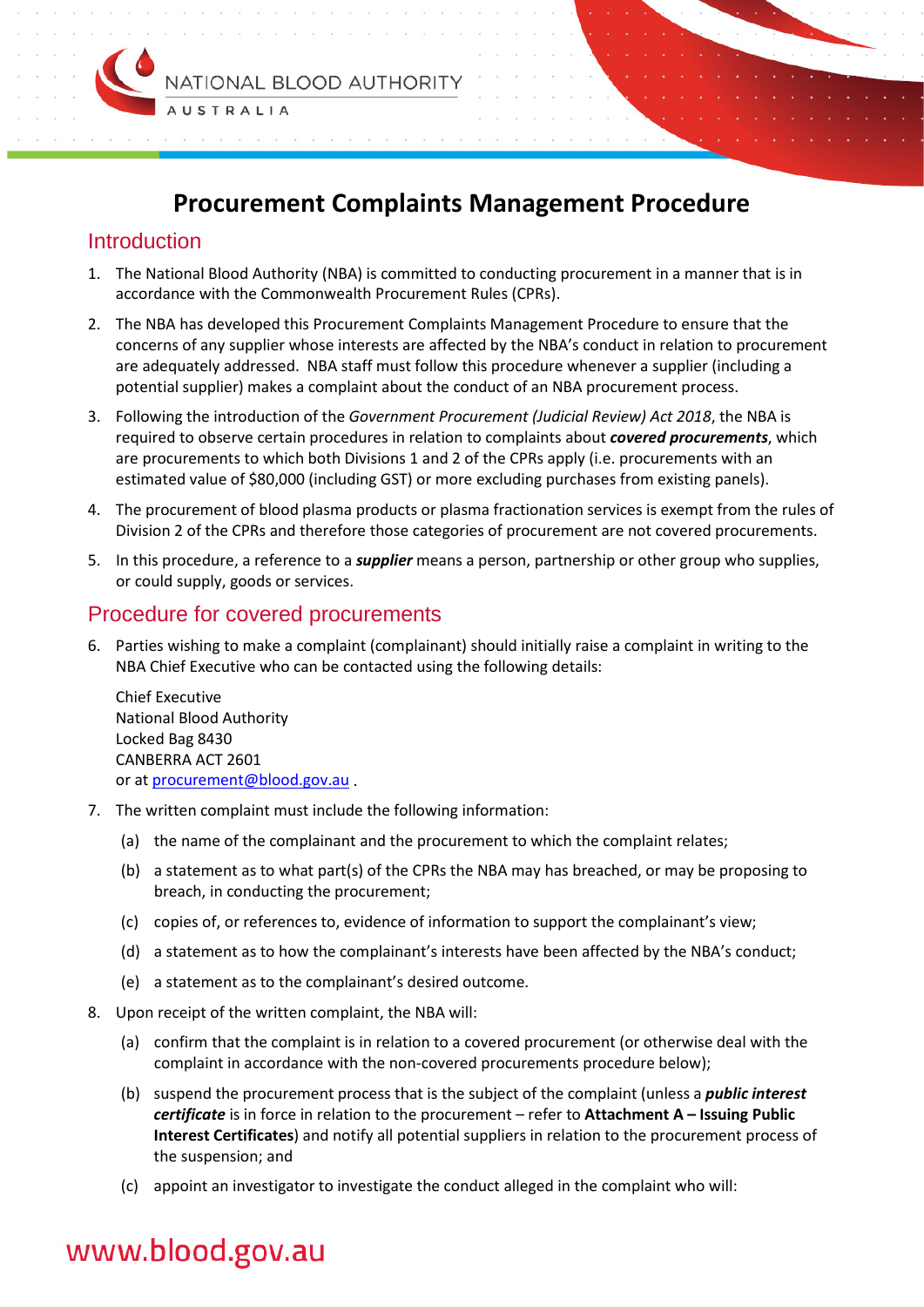# Procurement Complaints Management Procedure

## Introduction

1. The National Blood Authority (NBA) is committed to conducting procurement in a manner that is in accordance with the Commonwealth Procurement Rules (CPRs).
2. The NBA has developed this Procurement Complaints Management Procedure to ensure that the concerns of any supplier whose interests are affected by the NBA's conduct in relation to procurement are adequately addressed. NBA staff must follow this procedure whenever a supplier (including a potential supplier) makes a complaint about the conduct of an NBA procurement process.
3. Following the introduction of the *Government Procurement (Judicial Review) Act 2018*, the NBA is required to observe certain procedures in relation to complaints about ***covered procurements***, which are procurements to which both Divisions 1 and 2 of the CPRs apply (i.e. procurements with an estimated value of $80,000 (including GST) or more excluding purchases from existing panels).
4. The procurement of blood plasma products or plasma fractionation services is exempt from the rules of Division 2 of the CPRs and therefore those categories of procurement are not covered procurements.
5. In this procedure, a reference to a ***supplier*** means a person, partnership or other group who supplies, or could supply, goods or services.

## Procedure for covered procurements

6. Parties wishing to make a complaint (complainant) should initially raise a complaint in writing to the NBA Chief Executive who can be contacted using the following details:

   Chief Executive
   National Blood Authority
   Locked Bag 8430
   CANBERRA ACT 2601
   or at procurement@blood.gov.au .

7. The written complaint must include the following information:
   (a) the name of the complainant and the procurement to which the complaint relates;
   (b) a statement as to what part(s) of the CPRs the NBA may has breached, or may be proposing to breach, in conducting the procurement;
   (c) copies of, or references to, evidence of information to support the complainant's view;
   (d) a statement as to how the complainant's interests have been affected by the NBA's conduct;
   (e) a statement as to the complainant's desired outcome.
8. Upon receipt of the written complaint, the NBA will:
   (a) confirm that the complaint is in relation to a covered procurement (or otherwise deal with the complaint in accordance with the non-covered procurements procedure below);
   (b) suspend the procurement process that is the subject of the complaint (unless a ***public interest certificate*** is in force in relation to the procurement – refer to **Attachment A – Issuing Public Interest Certificates**) and notify all potential suppliers in relation to the procurement process of the suspension; and
   (c) appoint an investigator to investigate the conduct alleged in the complaint who will: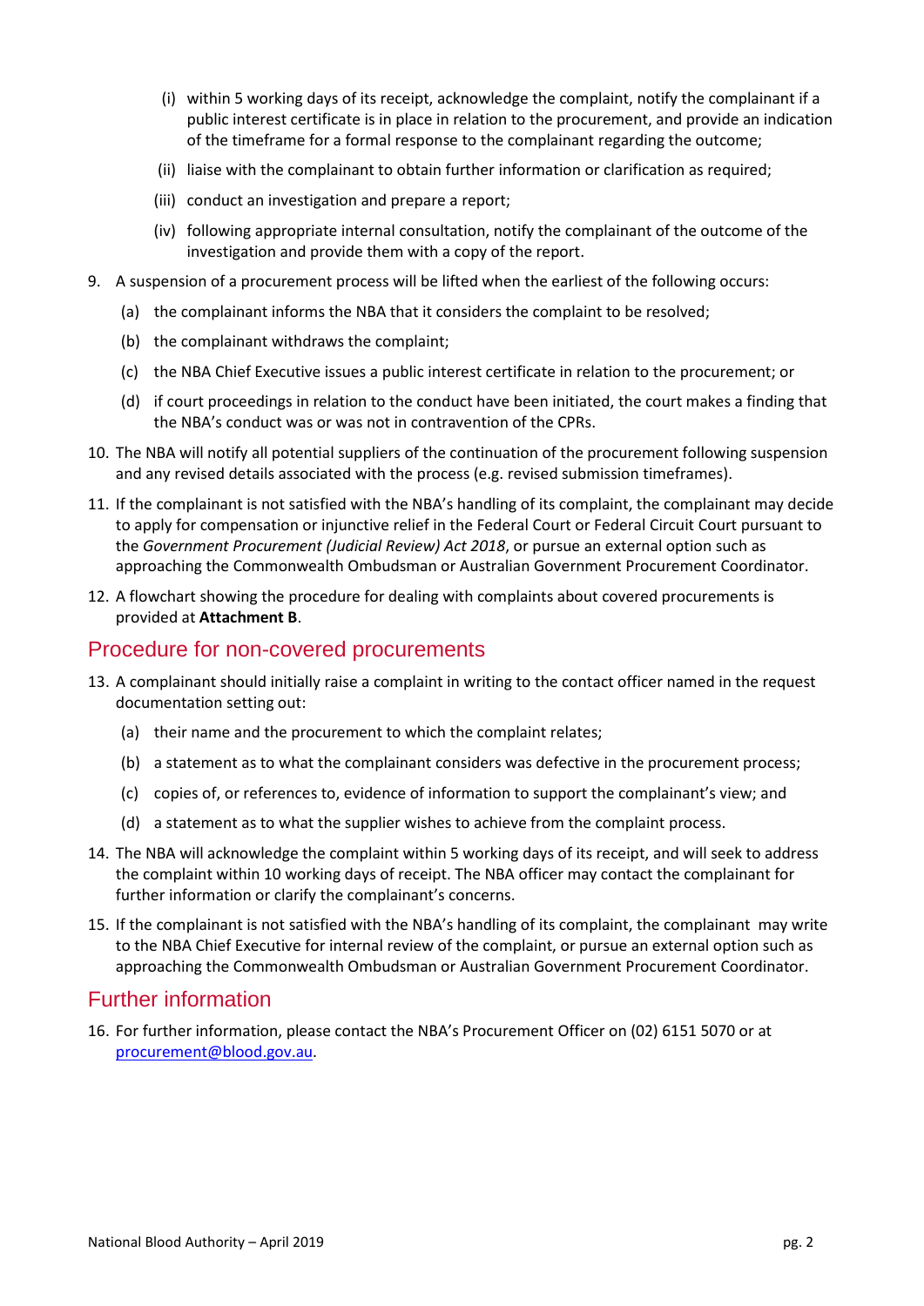(i) within 5 working days of its receipt, acknowledge the complaint, notify the complainant if a public interest certificate is in place in relation to the procurement, and provide an indication of the timeframe for a formal response to the complainant regarding the outcome;

   (ii) liaise with the complainant to obtain further information or clarification as required;

   (iii) conduct an investigation and prepare a report;

   (iv) following appropriate internal consultation, notify the complainant of the outcome of the investigation and provide them with a copy of the report.

9. A suspension of a procurement process will be lifted when the earliest of the following occurs:

   (a) the complainant informs the NBA that it considers the complaint to be resolved;

   (b) the complainant withdraws the complaint;

   (c) the NBA Chief Executive issues a public interest certificate in relation to the procurement; or

   (d) if court proceedings in relation to the conduct have been initiated, the court makes a finding that the NBA's conduct was or was not in contravention of the CPRs.

10. The NBA will notify all potential suppliers of the continuation of the procurement following suspension and any revised details associated with the process (e.g. revised submission timeframes).

11. If the complainant is not satisfied with the NBA's handling of its complaint, the complainant may decide to apply for compensation or injunctive relief in the Federal Court or Federal Circuit Court pursuant to the *Government Procurement (Judicial Review) Act 2018*, or pursue an external option such as approaching the Commonwealth Ombudsman or Australian Government Procurement Coordinator.

12. A flowchart showing the procedure for dealing with complaints about covered procurements is provided at **Attachment B**.

## Procedure for non-covered procurements

13. A complainant should initially raise a complaint in writing to the contact officer named in the request documentation setting out:

   (a) their name and the procurement to which the complaint relates;

   (b) a statement as to what the complainant considers was defective in the procurement process;

   (c) copies of, or references to, evidence of information to support the complainant's view; and

   (d) a statement as to what the supplier wishes to achieve from the complaint process.

14. The NBA will acknowledge the complaint within 5 working days of its receipt, and will seek to address the complaint within 10 working days of receipt. The NBA officer may contact the complainant for further information or clarify the complainant's concerns.

15. If the complainant is not satisfied with the NBA's handling of its complaint, the complainant may write to the NBA Chief Executive for internal review of the complaint, or pursue an external option such as approaching the Commonwealth Ombudsman or Australian Government Procurement Coordinator.

## Further information

16. For further information, please contact the NBA's Procurement Officer on (02) 6151 5070 or at procurement@blood.gov.au.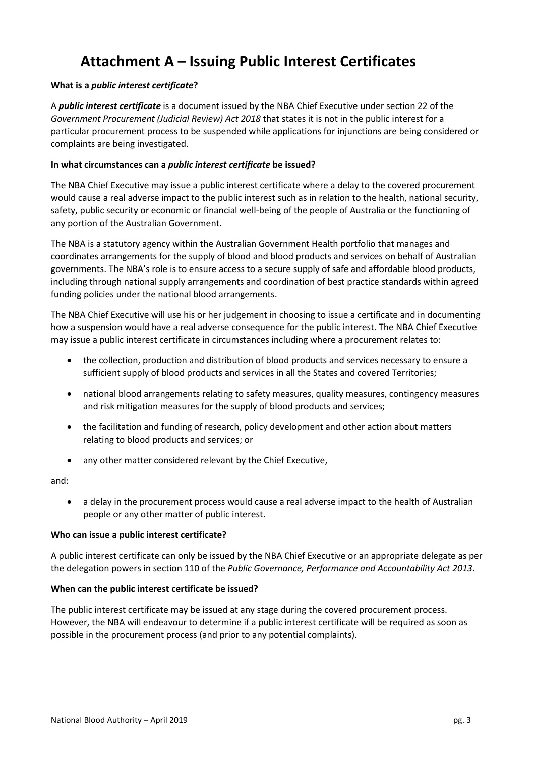# Attachment A – Issuing Public Interest Certificates

**What is a *public interest certificate*?**

A ***public interest certificate*** is a document issued by the NBA Chief Executive under section 22 of the *Government Procurement (Judicial Review) Act 2018* that states it is not in the public interest for a particular procurement process to be suspended while applications for injunctions are being considered or complaints are being investigated.

**In what circumstances can a *public interest certificate* be issued?**

The NBA Chief Executive may issue a public interest certificate where a delay to the covered procurement would cause a real adverse impact to the public interest such as in relation to the health, national security, safety, public security or economic or financial well-being of the people of Australia or the functioning of any portion of the Australian Government.

The NBA is a statutory agency within the Australian Government Health portfolio that manages and coordinates arrangements for the supply of blood and blood products and services on behalf of Australian governments. The NBA's role is to ensure access to a secure supply of safe and affordable blood products, including through national supply arrangements and coordination of best practice standards within agreed funding policies under the national blood arrangements.

The NBA Chief Executive will use his or her judgement in choosing to issue a certificate and in documenting how a suspension would have a real adverse consequence for the public interest. The NBA Chief Executive may issue a public interest certificate in circumstances including where a procurement relates to:

- the collection, production and distribution of blood products and services necessary to ensure a sufficient supply of blood products and services in all the States and covered Territories;
- national blood arrangements relating to safety measures, quality measures, contingency measures and risk mitigation measures for the supply of blood products and services;
- the facilitation and funding of research, policy development and other action about matters relating to blood products and services; or
- any other matter considered relevant by the Chief Executive,

and:

- a delay in the procurement process would cause a real adverse impact to the health of Australian people or any other matter of public interest.

**Who can issue a public interest certificate?**

A public interest certificate can only be issued by the NBA Chief Executive or an appropriate delegate as per the delegation powers in section 110 of the *Public Governance, Performance and Accountability Act 2013*.

**When can the public interest certificate be issued?**

The public interest certificate may be issued at any stage during the covered procurement process. However, the NBA will endeavour to determine if a public interest certificate will be required as soon as possible in the procurement process (and prior to any potential complaints).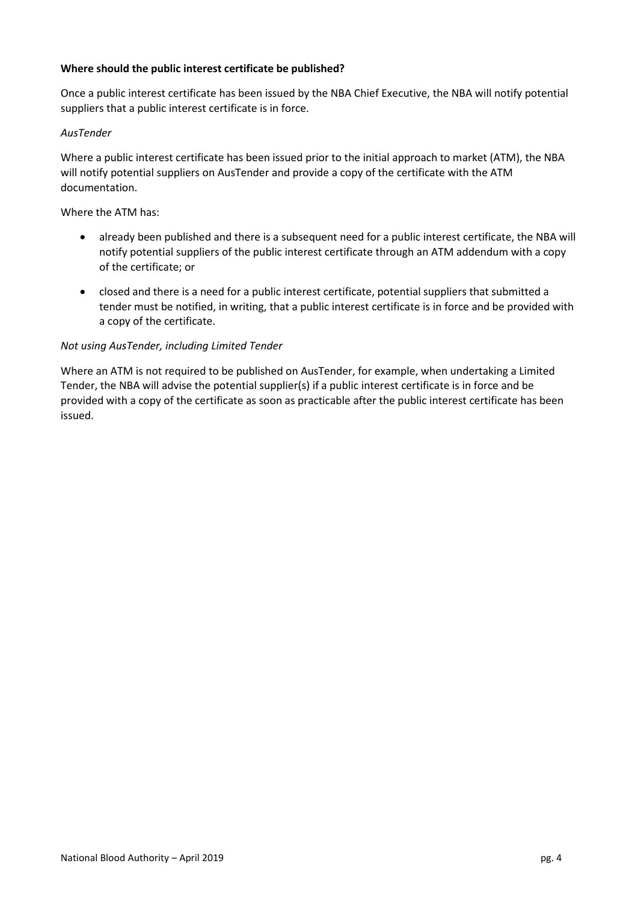**Where should the public interest certificate be published?**

Once a public interest certificate has been issued by the NBA Chief Executive, the NBA will notify potential suppliers that a public interest certificate is in force.

*AusTender*

Where a public interest certificate has been issued prior to the initial approach to market (ATM), the NBA will notify potential suppliers on AusTender and provide a copy of the certificate with the ATM documentation.

Where the ATM has:

- already been published and there is a subsequent need for a public interest certificate, the NBA will notify potential suppliers of the public interest certificate through an ATM addendum with a copy of the certificate; or
- closed and there is a need for a public interest certificate, potential suppliers that submitted a tender must be notified, in writing, that a public interest certificate is in force and be provided with a copy of the certificate.

*Not using AusTender, including Limited Tender*

Where an ATM is not required to be published on AusTender, for example, when undertaking a Limited Tender, the NBA will advise the potential supplier(s) if a public interest certificate is in force and be provided with a copy of the certificate as soon as practicable after the public interest certificate has been issued.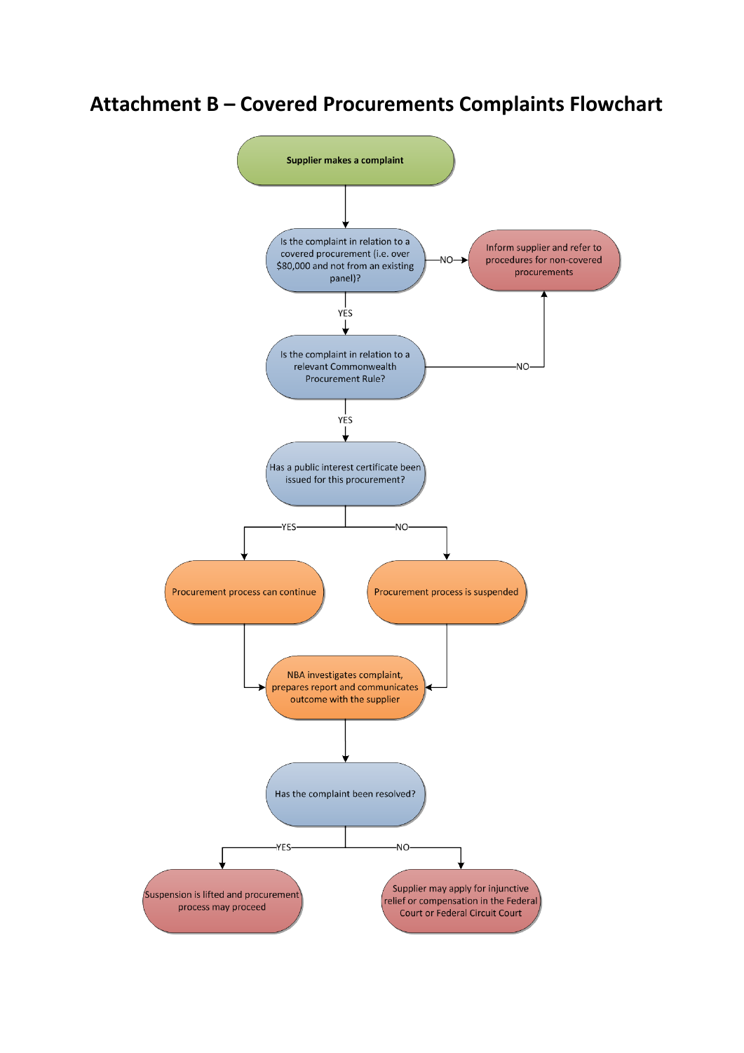# Attachment B – Covered Procurements Complaints Flowchart

Supplier makes a complaint

Is the complaint in relation to a covered procurement (i.e. over $80,000 and not from an existing panel)?

NO

Inform supplier and refer to procedures for non-covered procurements

YES

Is the complaint in relation to a relevant Commonwealth Procurement Rule?

NO

YES

Has a public interest certificate been issued for this procurement?

YES

NO

Procurement process can continue

Procurement process is suspended

NBA investigates complaint, prepares report and communicates outcome with the supplier

Has the complaint been resolved?

YES

NO

Suspension is lifted and procurement process may proceed

Supplier may apply for injunctive relief or compensation in the Federal Court or Federal Circuit Court